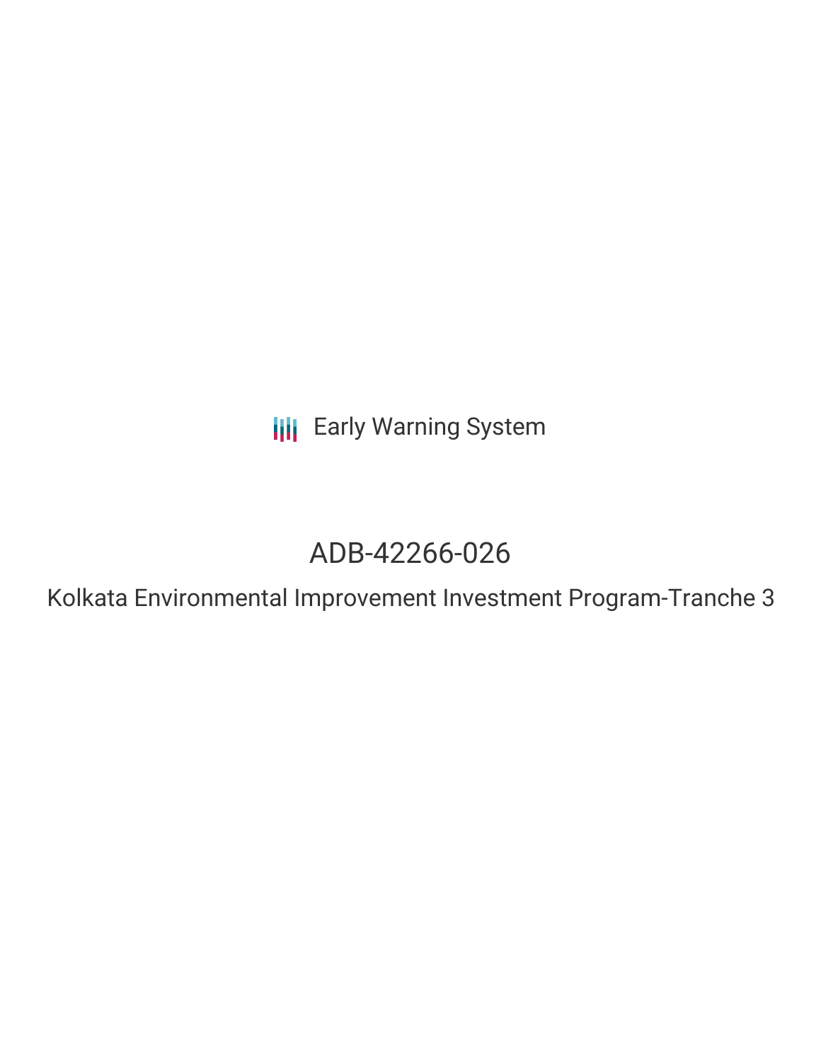Early Warning System

# ADB-42266-026

## Kolkata Environmental Improvement Investment Program-Tranche 3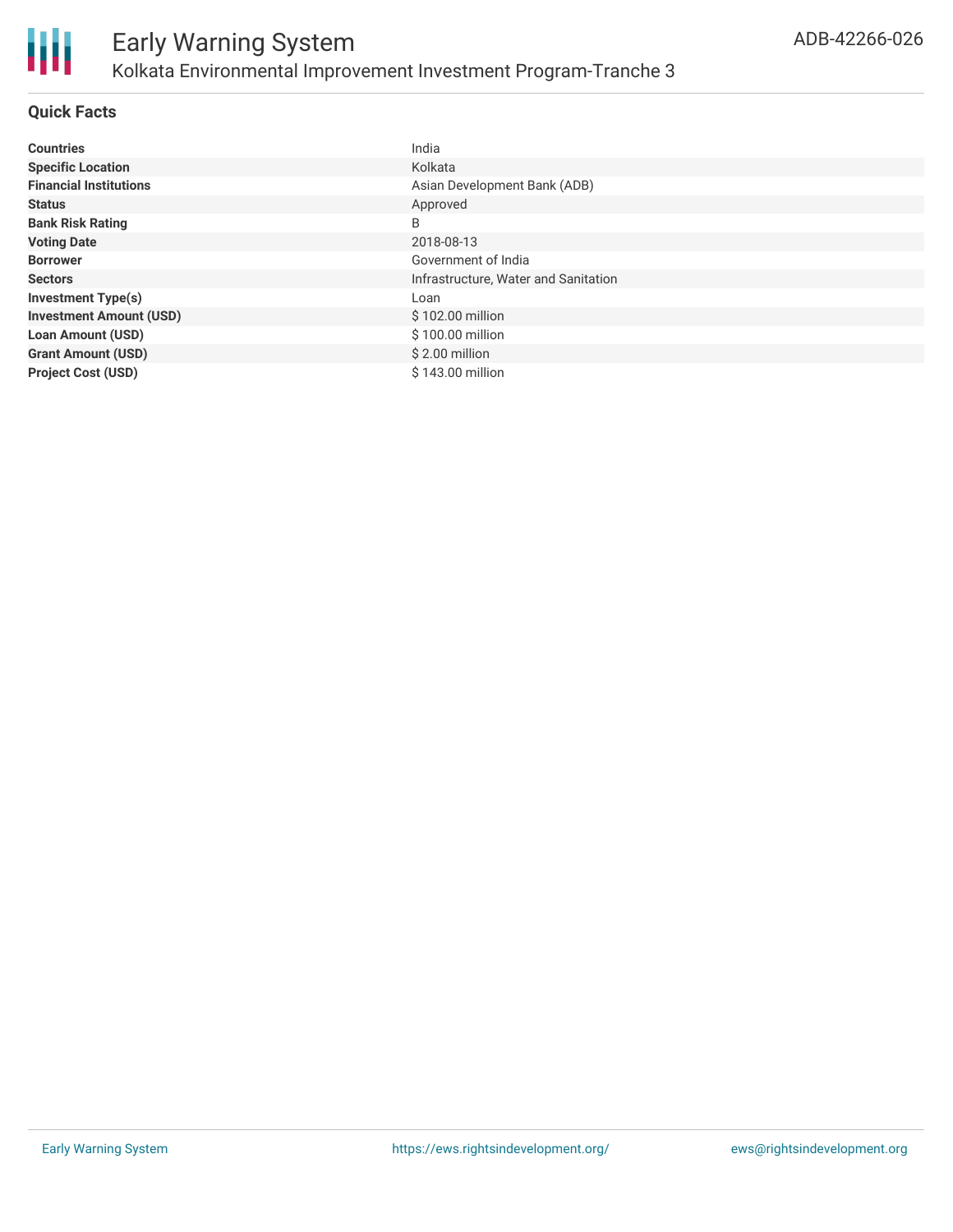# Early Warning System

## Kolkata Environmental Improvement Investment Program-Tranche 3

ADB-42266-026

### Quick Facts

| | |
|---|---|
| **Countries** | India |
| **Specific Location** | Kolkata |
| **Financial Institutions** | Asian Development Bank (ADB) |
| **Status** | Approved |
| **Bank Risk Rating** | B |
| **Voting Date** | 2018-08-13 |
| **Borrower** | Government of India |
| **Sectors** | Infrastructure, Water and Sanitation |
| **Investment Type(s)** | Loan |
| **Investment Amount (USD)** | $ 102.00 million |
| **Loan Amount (USD)** | $ 100.00 million |
| **Grant Amount (USD)** | $ 2.00 million |
| **Project Cost (USD)** | $ 143.00 million |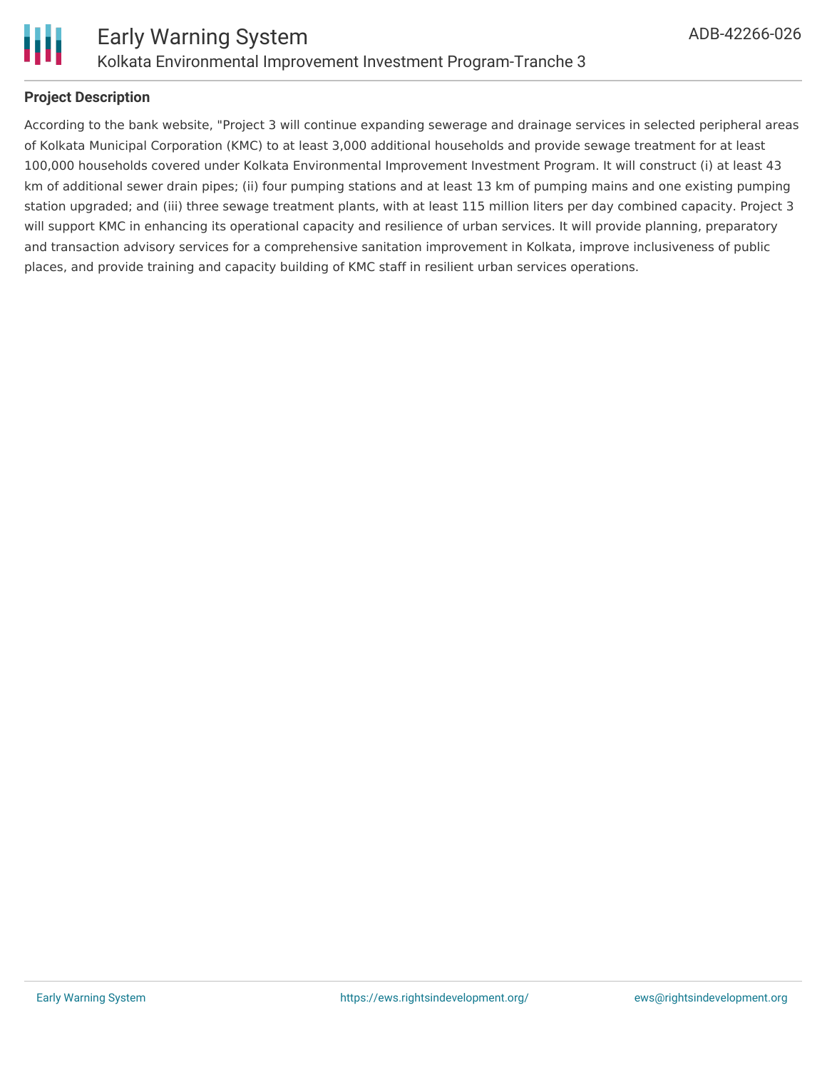**Project Description**

According to the bank website, "Project 3 will continue expanding sewerage and drainage services in selected peripheral areas of Kolkata Municipal Corporation (KMC) to at least 3,000 additional households and provide sewage treatment for at least 100,000 households covered under Kolkata Environmental Improvement Investment Program. It will construct (i) at least 43 km of additional sewer drain pipes; (ii) four pumping stations and at least 13 km of pumping mains and one existing pumping station upgraded; and (iii) three sewage treatment plants, with at least 115 million liters per day combined capacity. Project 3 will support KMC in enhancing its operational capacity and resilience of urban services. It will provide planning, preparatory and transaction advisory services for a comprehensive sanitation improvement in Kolkata, improve inclusiveness of public places, and provide training and capacity building of KMC staff in resilient urban services operations.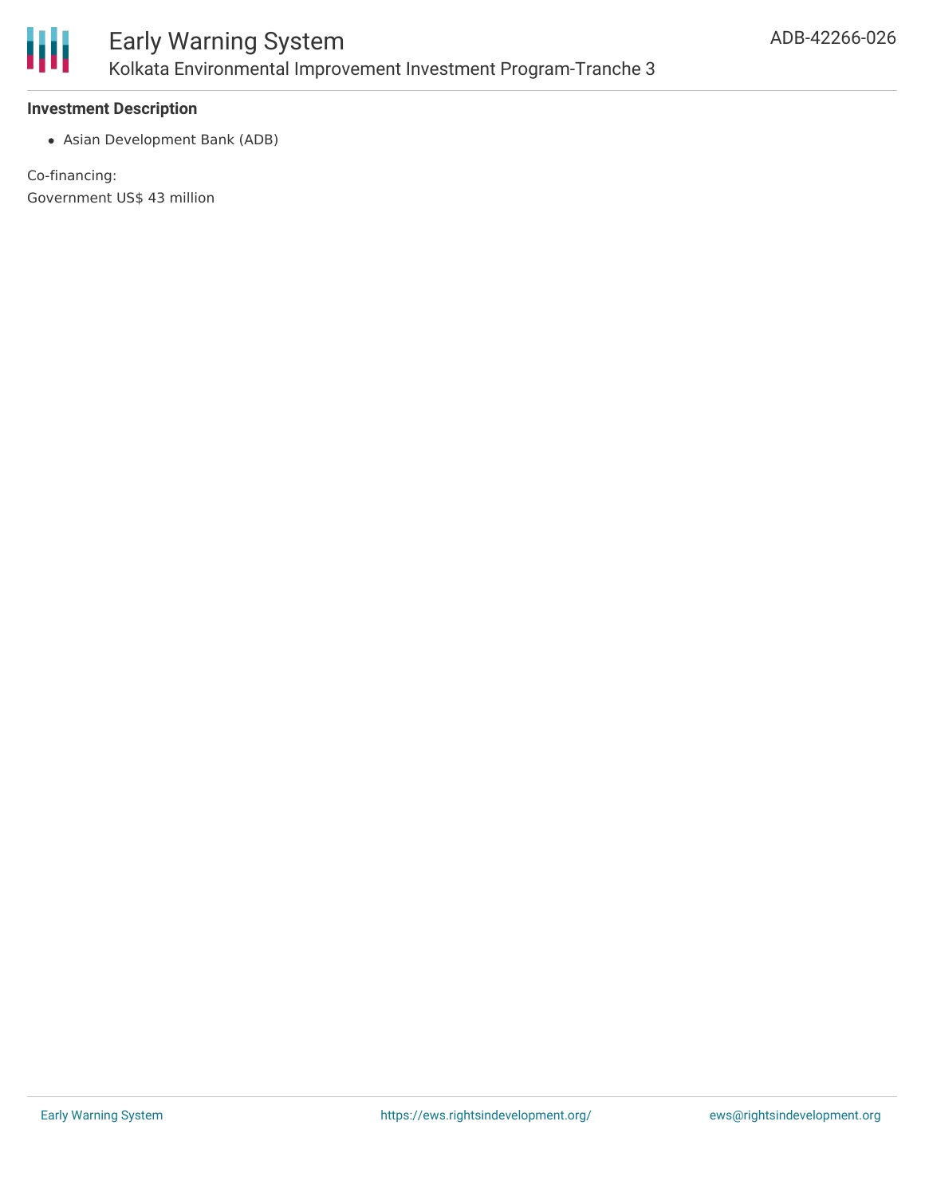**Investment Description**

- Asian Development Bank (ADB)

Co-financing:
Government US$ 43 million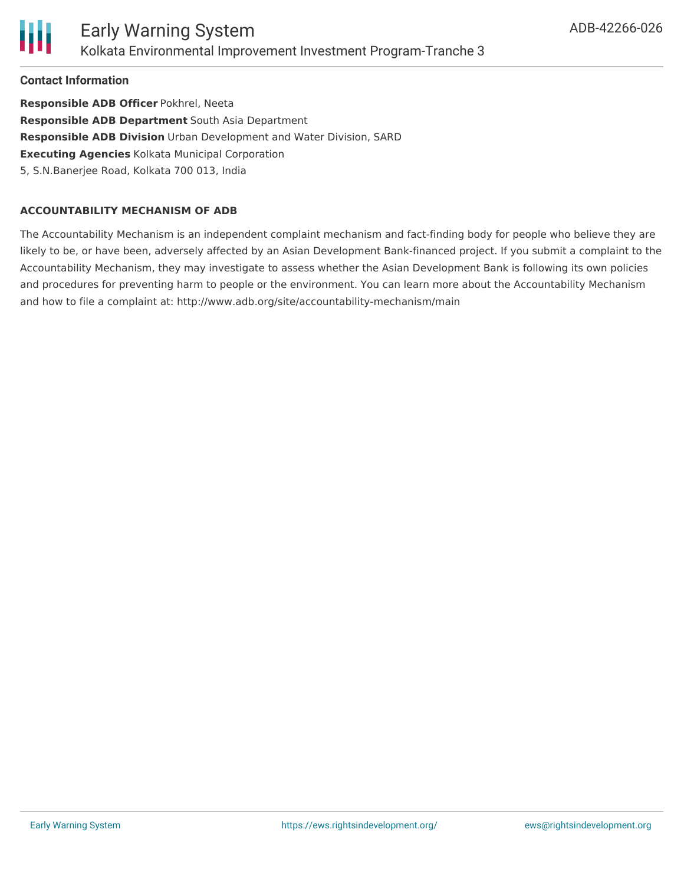#### Contact Information

**Responsible ADB Officer** Pokhrel, Neeta
**Responsible ADB Department** South Asia Department
**Responsible ADB Division** Urban Development and Water Division, SARD
**Executing Agencies** Kolkata Municipal Corporation
5, S.N.Banerjee Road, Kolkata 700 013, India

#### ACCOUNTABILITY MECHANISM OF ADB

The Accountability Mechanism is an independent complaint mechanism and fact-finding body for people who believe they are likely to be, or have been, adversely affected by an Asian Development Bank-financed project. If you submit a complaint to the Accountability Mechanism, they may investigate to assess whether the Asian Development Bank is following its own policies and procedures for preventing harm to people or the environment. You can learn more about the Accountability Mechanism and how to file a complaint at: http://www.adb.org/site/accountability-mechanism/main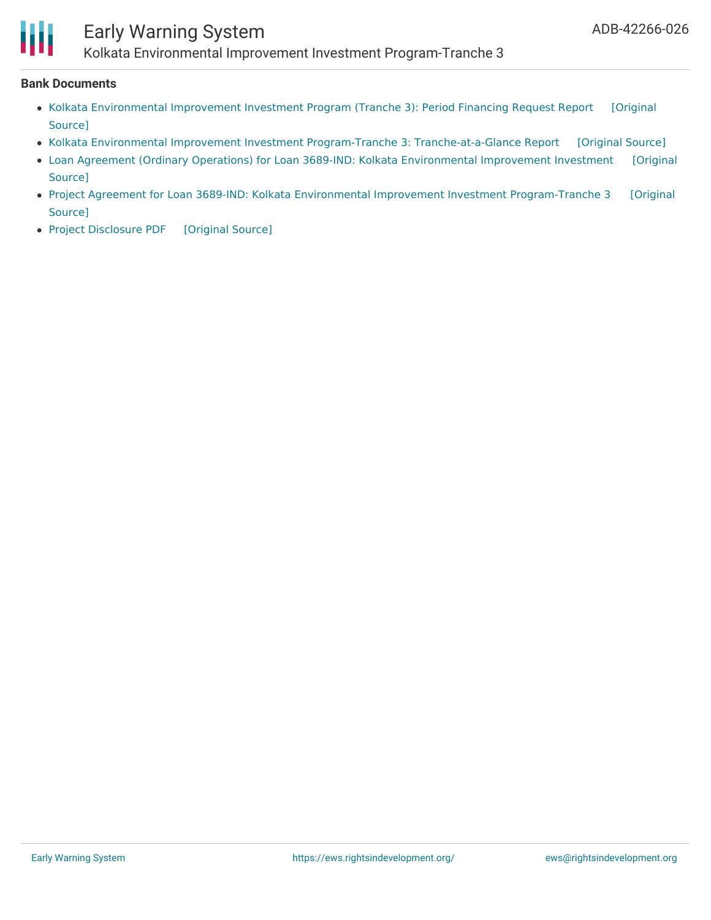### Bank Documents

- Kolkata Environmental Improvement Investment Program (Tranche 3): Period Financing Request Report [Original Source]
- Kolkata Environmental Improvement Investment Program-Tranche 3: Tranche-at-a-Glance Report [Original Source]
- Loan Agreement (Ordinary Operations) for Loan 3689-IND: Kolkata Environmental Improvement Investment [Original Source]
- Project Agreement for Loan 3689-IND: Kolkata Environmental Improvement Investment Program-Tranche 3 [Original Source]
- Project Disclosure PDF [Original Source]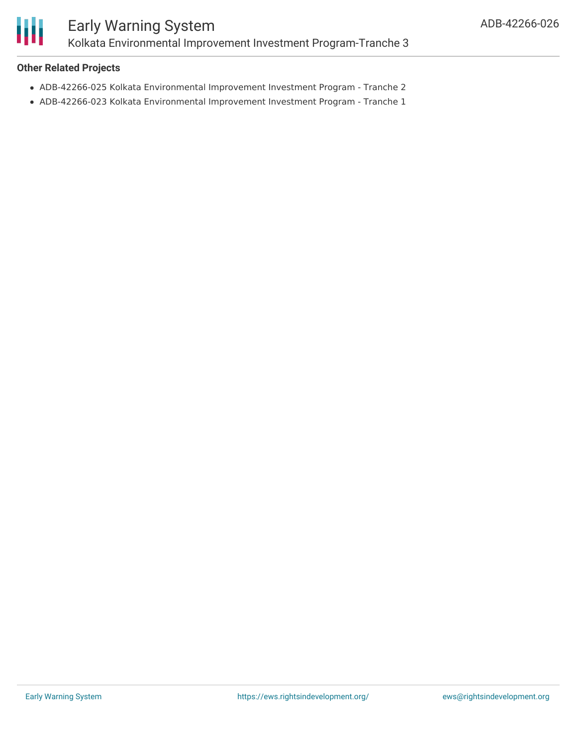### Other Related Projects

- ADB-42266-025 Kolkata Environmental Improvement Investment Program - Tranche 2
- ADB-42266-023 Kolkata Environmental Improvement Investment Program - Tranche 1